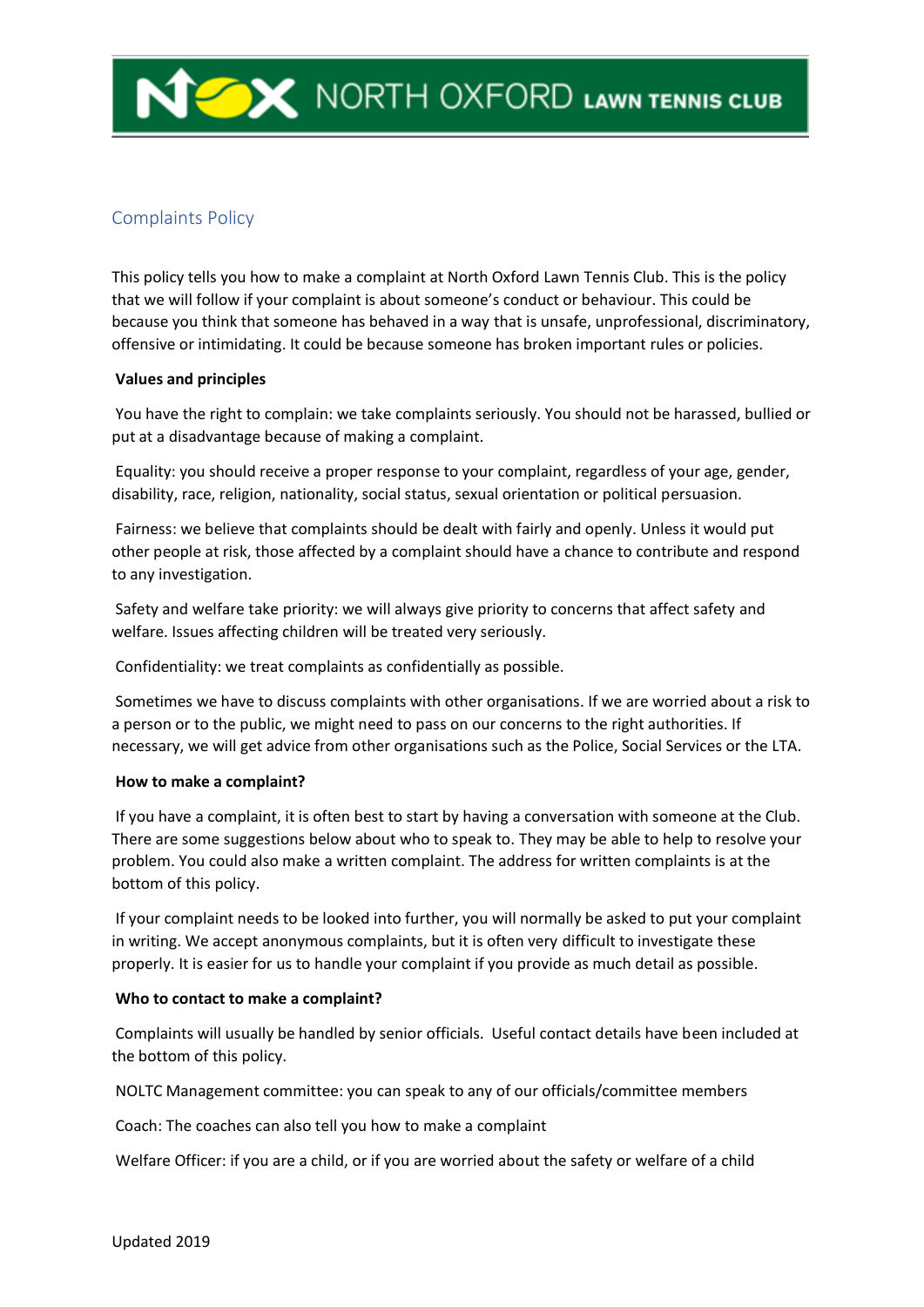# NORTH OXFORD LAWN TENNIS CLUB

## Complaints Policy

This policy tells you how to make a complaint at North Oxford Lawn Tennis Club. This is the policy that we will follow if your complaint is about someone's conduct or behaviour. This could be because you think that someone has behaved in a way that is unsafe, unprofessional, discriminatory, offensive or intimidating. It could be because someone has broken important rules or policies.

**Values and principles**

You have the right to complain: we take complaints seriously. You should not be harassed, bullied or put at a disadvantage because of making a complaint.

Equality: you should receive a proper response to your complaint, regardless of your age, gender, disability, race, religion, nationality, social status, sexual orientation or political persuasion.

Fairness: we believe that complaints should be dealt with fairly and openly. Unless it would put other people at risk, those affected by a complaint should have a chance to contribute and respond to any investigation.

Safety and welfare take priority: we will always give priority to concerns that affect safety and welfare. Issues affecting children will be treated very seriously.

Confidentiality: we treat complaints as confidentially as possible.

Sometimes we have to discuss complaints with other organisations. If we are worried about a risk to a person or to the public, we might need to pass on our concerns to the right authorities. If necessary, we will get advice from other organisations such as the Police, Social Services or the LTA.

**How to make a complaint?**

If you have a complaint, it is often best to start by having a conversation with someone at the Club. There are some suggestions below about who to speak to. They may be able to help to resolve your problem. You could also make a written complaint. The address for written complaints is at the bottom of this policy.

If your complaint needs to be looked into further, you will normally be asked to put your complaint in writing. We accept anonymous complaints, but it is often very difficult to investigate these properly. It is easier for us to handle your complaint if you provide as much detail as possible.

**Who to contact to make a complaint?**

Complaints will usually be handled by senior officials. Useful contact details have been included at the bottom of this policy.

NOLTC Management committee: you can speak to any of our officials/committee members

Coach: The coaches can also tell you how to make a complaint

Welfare Officer: if you are a child, or if you are worried about the safety or welfare of a child

Updated 2019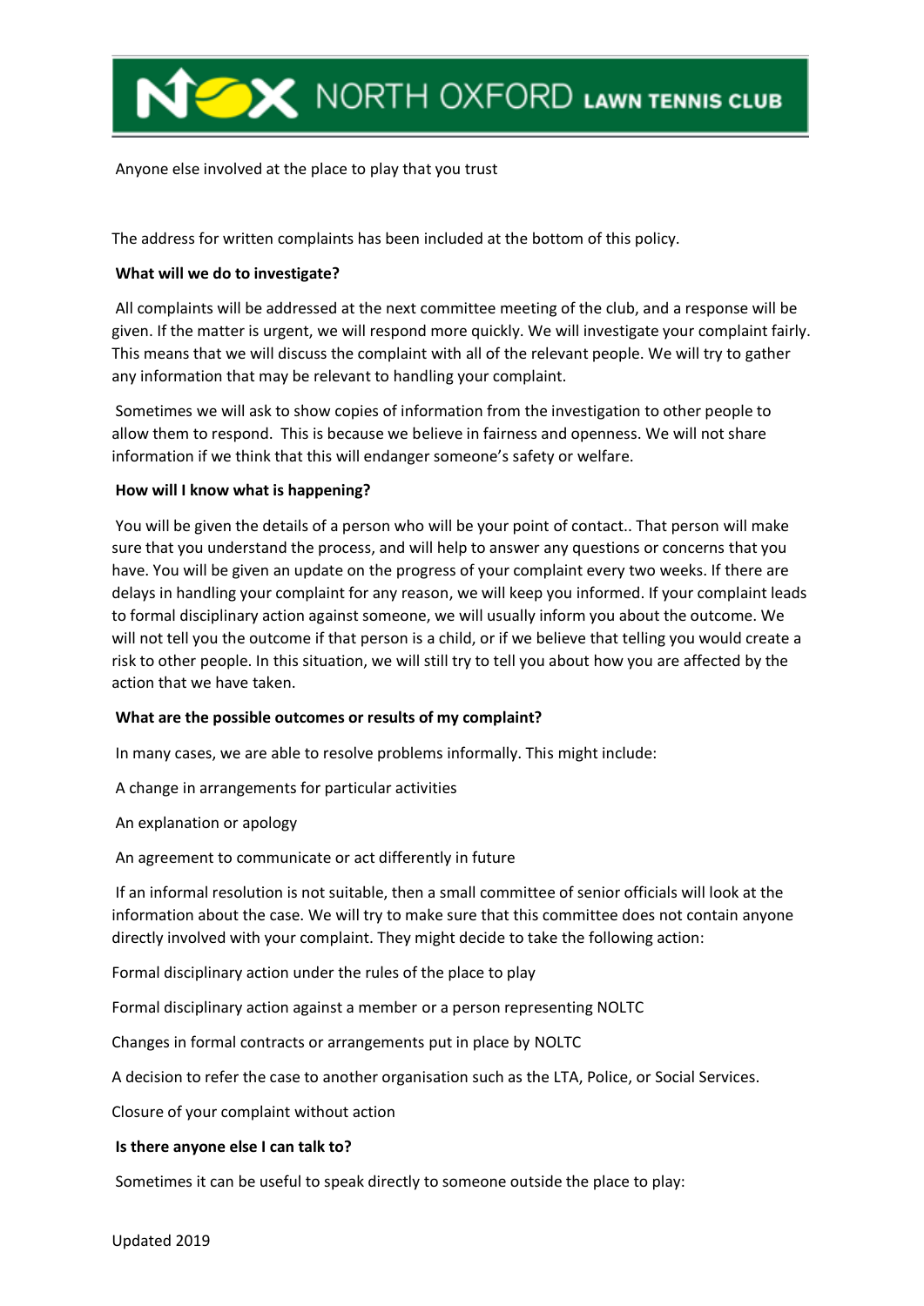Anyone else involved at the place to play that you trust

The address for written complaints has been included at the bottom of this policy.

**What will we do to investigate?**

All complaints will be addressed at the next committee meeting of the club, and a response will be given. If the matter is urgent, we will respond more quickly. We will investigate your complaint fairly. This means that we will discuss the complaint with all of the relevant people. We will try to gather any information that may be relevant to handling your complaint.

Sometimes we will ask to show copies of information from the investigation to other people to allow them to respond. This is because we believe in fairness and openness. We will not share information if we think that this will endanger someone's safety or welfare.

**How will I know what is happening?**

You will be given the details of a person who will be your point of contact.. That person will make sure that you understand the process, and will help to answer any questions or concerns that you have. You will be given an update on the progress of your complaint every two weeks. If there are delays in handling your complaint for any reason, we will keep you informed. If your complaint leads to formal disciplinary action against someone, we will usually inform you about the outcome. We will not tell you the outcome if that person is a child, or if we believe that telling you would create a risk to other people. In this situation, we will still try to tell you about how you are affected by the action that we have taken.

**What are the possible outcomes or results of my complaint?**

In many cases, we are able to resolve problems informally. This might include:

A change in arrangements for particular activities

An explanation or apology

An agreement to communicate or act differently in future

If an informal resolution is not suitable, then a small committee of senior officials will look at the information about the case. We will try to make sure that this committee does not contain anyone directly involved with your complaint. They might decide to take the following action:

Formal disciplinary action under the rules of the place to play

Formal disciplinary action against a member or a person representing NOLTC

Changes in formal contracts or arrangements put in place by NOLTC

A decision to refer the case to another organisation such as the LTA, Police, or Social Services.

Closure of your complaint without action

**Is there anyone else I can talk to?**

Sometimes it can be useful to speak directly to someone outside the place to play: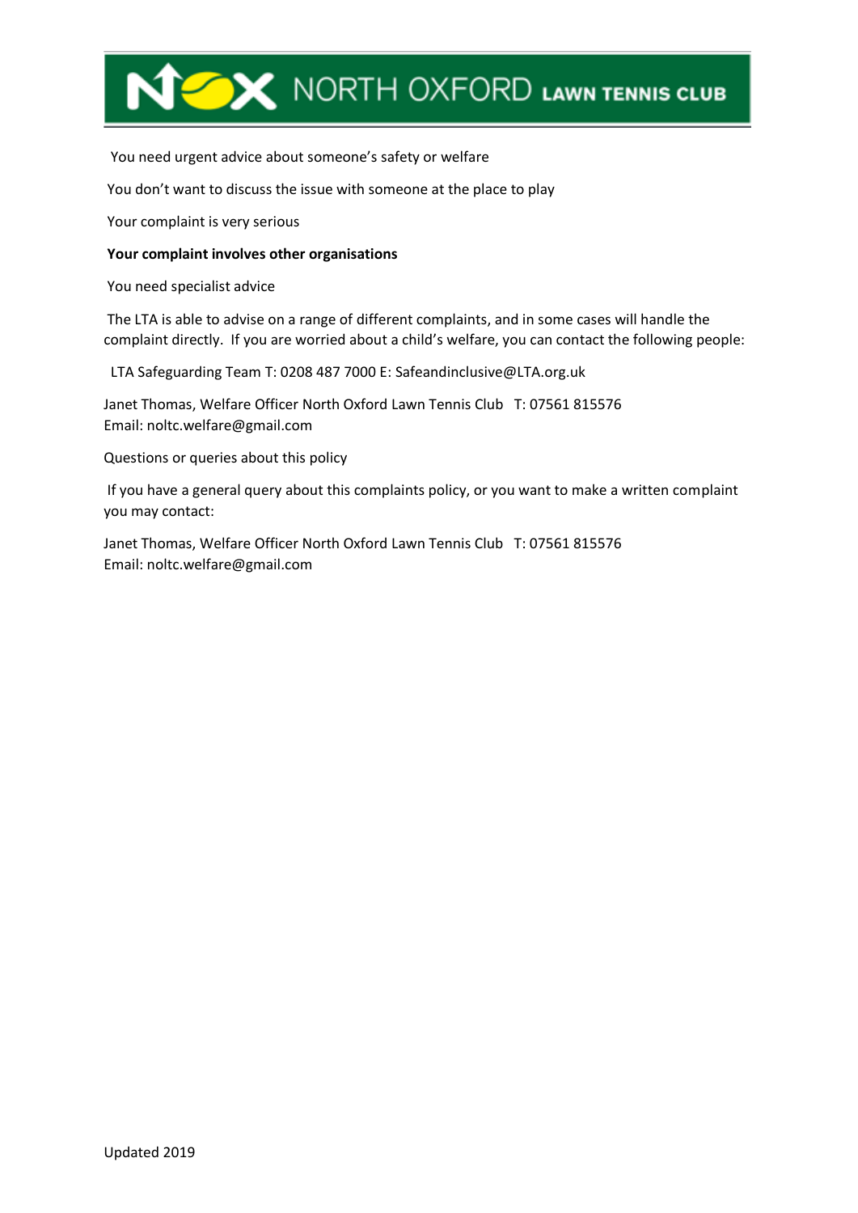You need urgent advice about someone's safety or welfare

You don't want to discuss the issue with someone at the place to play

Your complaint is very serious

**Your complaint involves other organisations**

You need specialist advice

The LTA is able to advise on a range of different complaints, and in some cases will handle the complaint directly. If you are worried about a child's welfare, you can contact the following people:

LTA Safeguarding Team T: 0208 487 7000 E: Safeandinclusive@LTA.org.uk

Janet Thomas, Welfare Officer North Oxford Lawn Tennis Club T: 07561 815576
Email: noltc.welfare@gmail.com

Questions or queries about this policy

If you have a general query about this complaints policy, or you want to make a written complaint you may contact:

Janet Thomas, Welfare Officer North Oxford Lawn Tennis Club T: 07561 815576
Email: noltc.welfare@gmail.com

Updated 2019